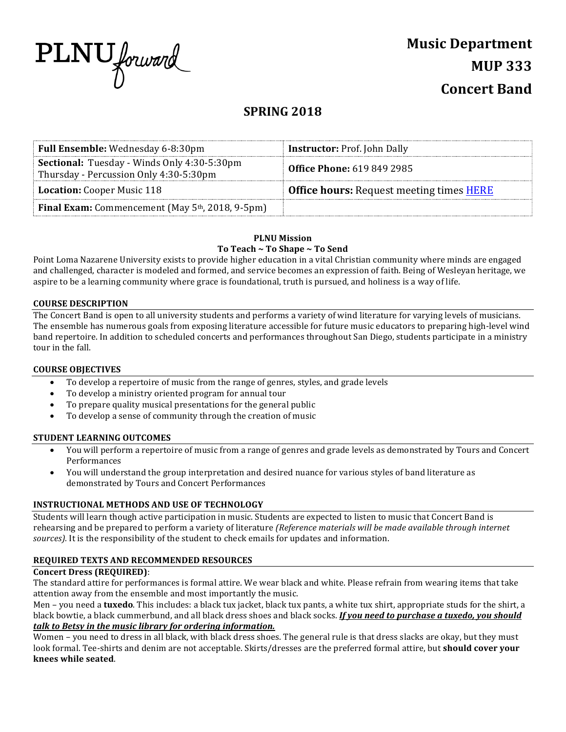PLNU forward

# Music Department
# MUP 333
# Concert Band

## SPRING 2018

| **Full Ensemble:** Wednesday 6-8:30pm | **Instructor:** Prof. John Dally |
|---|---|
| **Sectional:** Tuesday - Winds Only 4:30-5:30pm Thursday - Percussion Only 4:30-5:30pm | **Office Phone:** 619 849 2985 |
| **Location:** Cooper Music 118 | **Office hours:** Request meeting times HERE |
| **Final Exam:** Commencement (May 5th, 2018, 9-5pm) | |

**PLNU Mission**
**To Teach ~ To Shape ~ To Send**

Point Loma Nazarene University exists to provide higher education in a vital Christian community where minds are engaged and challenged, character is modeled and formed, and service becomes an expression of faith. Being of Wesleyan heritage, we aspire to be a learning community where grace is foundational, truth is pursued, and holiness is a way of life.

### COURSE DESCRIPTION

The Concert Band is open to all university students and performs a variety of wind literature for varying levels of musicians. The ensemble has numerous goals from exposing literature accessible for future music educators to preparing high-level wind band repertoire. In addition to scheduled concerts and performances throughout San Diego, students participate in a ministry tour in the fall.

### COURSE OBJECTIVES

- To develop a repertoire of music from the range of genres, styles, and grade levels
- To develop a ministry oriented program for annual tour
- To prepare quality musical presentations for the general public
- To develop a sense of community through the creation of music

### STUDENT LEARNING OUTCOMES

- You will perform a repertoire of music from a range of genres and grade levels as demonstrated by Tours and Concert Performances
- You will understand the group interpretation and desired nuance for various styles of band literature as demonstrated by Tours and Concert Performances

### INSTRUCTIONAL METHODS AND USE OF TECHNOLOGY

Students will learn though active participation in music. Students are expected to listen to music that Concert Band is rehearsing and be prepared to perform a variety of literature *(Reference materials will be made available through internet sources)*. It is the responsibility of the student to check emails for updates and information.

### REQUIRED TEXTS AND RECOMMENDED RESOURCES

**Concert Dress (REQUIRED)**:

The standard attire for performances is formal attire. We wear black and white. Please refrain from wearing items that take attention away from the ensemble and most importantly the music.

Men – you need a **tuxedo**. This includes: a black tux jacket, black tux pants, a white tux shirt, appropriate studs for the shirt, a black bowtie, a black cummerbund, and all black dress shoes and black socks. ***If you need to purchase a tuxedo, you should talk to Betsy in the music library for ordering information.***

Women – you need to dress in all black, with black dress shoes. The general rule is that dress slacks are okay, but they must look formal. Tee-shirts and denim are not acceptable. Skirts/dresses are the preferred formal attire, but **should cover your knees while seated**.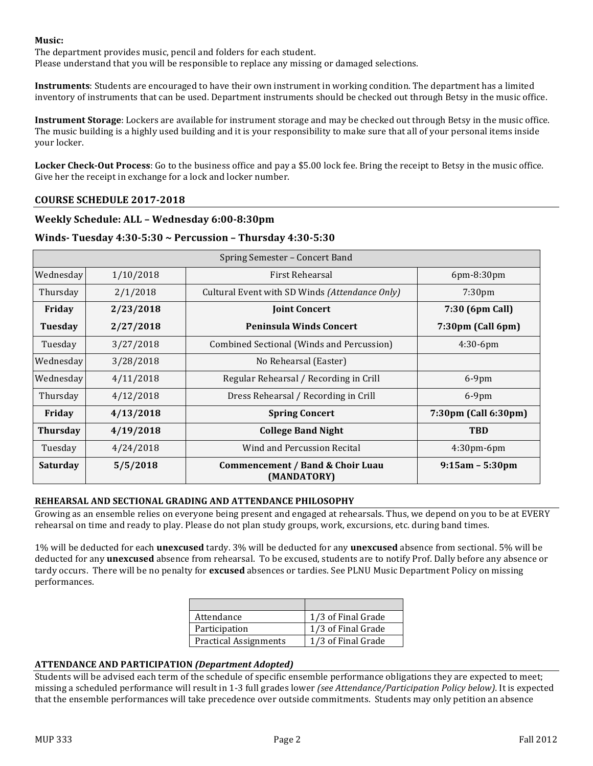**Music:**
The department provides music, pencil and folders for each student.
Please understand that you will be responsible to replace any missing or damaged selections.

**Instruments**: Students are encouraged to have their own instrument in working condition. The department has a limited inventory of instruments that can be used. Department instruments should be checked out through Betsy in the music office.

**Instrument Storage**: Lockers are available for instrument storage and may be checked out through Betsy in the music office. The music building is a highly used building and it is your responsibility to make sure that all of your personal items inside your locker.

**Locker Check-Out Process**: Go to the business office and pay a $5.00 lock fee. Bring the receipt to Betsy in the music office. Give her the receipt in exchange for a lock and locker number.

## COURSE SCHEDULE 2017-2018

### Weekly Schedule: ALL – Wednesday 6:00-8:30pm

### Winds- Tuesday 4:30-5:30 ~ Percussion – Thursday 4:30-5:30

| Spring Semester – Concert Band | | | |
|---|---|---|---|
| Wednesday | 1/10/2018 | First Rehearsal | 6pm-8:30pm |
| Thursday | 2/1/2018 | Cultural Event with SD Winds *(Attendance Only)* | 7:30pm |
| **Friday** | **2/23/2018** | **Joint Concert** | **7:30 (6pm Call)** |
| **Tuesday** | **2/27/2018** | **Peninsula Winds Concert** | **7:30pm (Call 6pm)** |
| Tuesday | 3/27/2018 | Combined Sectional (Winds and Percussion) | 4:30-6pm |
| Wednesday | 3/28/2018 | No Rehearsal (Easter) | |
| Wednesday | 4/11/2018 | Regular Rehearsal / Recording in Crill | 6-9pm |
| Thursday | 4/12/2018 | Dress Rehearsal / Recording in Crill | 6-9pm |
| **Friday** | **4/13/2018** | **Spring Concert** | **7:30pm (Call 6:30pm)** |
| **Thursday** | **4/19/2018** | **College Band Night** | **TBD** |
| Tuesday | 4/24/2018 | Wind and Percussion Recital | 4:30pm-6pm |
| **Saturday** | **5/5/2018** | **Commencement / Band & Choir Luau (MANDATORY)** | **9:15am – 5:30pm** |

## REHEARSAL AND SECTIONAL GRADING AND ATTENDANCE PHILOSOPHY

Growing as an ensemble relies on everyone being present and engaged at rehearsals. Thus, we depend on you to be at EVERY rehearsal on time and ready to play. Please do not plan study groups, work, excursions, etc. during band times.

1% will be deducted for each **unexcused** tardy. 3% will be deducted for any **unexcused** absence from sectional. 5% will be deducted for any **unexcused** absence from rehearsal. To be excused, students are to notify Prof. Dally before any absence or tardy occurs. There will be no penalty for **excused** absences or tardies. See PLNU Music Department Policy on missing performances.

| | |
|---|---|
| Attendance | 1/3 of Final Grade |
| Participation | 1/3 of Final Grade |
| Practical Assignments | 1/3 of Final Grade |

## ATTENDANCE AND PARTICIPATION *(Department Adopted)*

Students will be advised each term of the schedule of specific ensemble performance obligations they are expected to meet; missing a scheduled performance will result in 1-3 full grades lower *(see Attendance/Participation Policy below)*. It is expected that the ensemble performances will take precedence over outside commitments. Students may only petition an absence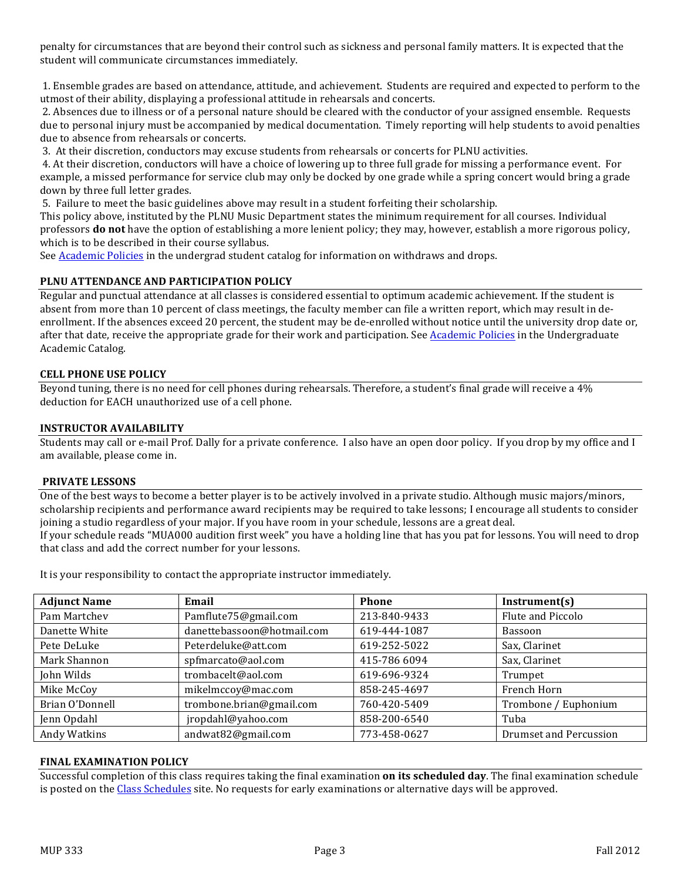penalty for circumstances that are beyond their control such as sickness and personal family matters. It is expected that the student will communicate circumstances immediately.

1. Ensemble grades are based on attendance, attitude, and achievement. Students are required and expected to perform to the utmost of their ability, displaying a professional attitude in rehearsals and concerts.
2. Absences due to illness or of a personal nature should be cleared with the conductor of your assigned ensemble. Requests due to personal injury must be accompanied by medical documentation. Timely reporting will help students to avoid penalties due to absence from rehearsals or concerts.
3. At their discretion, conductors may excuse students from rehearsals or concerts for PLNU activities.
4. At their discretion, conductors will have a choice of lowering up to three full grade for missing a performance event. For example, a missed performance for service club may only be docked by one grade while a spring concert would bring a grade down by three full letter grades.
5. Failure to meet the basic guidelines above may result in a student forfeiting their scholarship.

This policy above, instituted by the PLNU Music Department states the minimum requirement for all courses. Individual professors **do not** have the option of establishing a more lenient policy; they may, however, establish a more rigorous policy, which is to be described in their course syllabus.

See [Academic Policies] in the undergrad student catalog for information on withdraws and drops.

## PLNU ATTENDANCE AND PARTICIPATION POLICY

Regular and punctual attendance at all classes is considered essential to optimum academic achievement. If the student is absent from more than 10 percent of class meetings, the faculty member can file a written report, which may result in de-enrollment. If the absences exceed 20 percent, the student may be de-enrolled without notice until the university drop date or, after that date, receive the appropriate grade for their work and participation. See [Academic Policies] in the Undergraduate Academic Catalog.

## CELL PHONE USE POLICY

Beyond tuning, there is no need for cell phones during rehearsals. Therefore, a student's final grade will receive a 4% deduction for EACH unauthorized use of a cell phone.

## INSTRUCTOR AVAILABILITY

Students may call or e-mail Prof. Dally for a private conference. I also have an open door policy. If you drop by my office and I am available, please come in.

## PRIVATE LESSONS

One of the best ways to become a better player is to be actively involved in a private studio. Although music majors/minors, scholarship recipients and performance award recipients may be required to take lessons; I encourage all students to consider joining a studio regardless of your major. If you have room in your schedule, lessons are a great deal.

If your schedule reads "MUA000 audition first week" you have a holding line that has you pat for lessons. You will need to drop that class and add the correct number for your lessons.

It is your responsibility to contact the appropriate instructor immediately.

| Adjunct Name | Email | Phone | Instrument(s) |
|---|---|---|---|
| Pam Martchev | Pamflute75@gmail.com | 213-840-9433 | Flute and Piccolo |
| Danette White | danettebassoon@hotmail.com | 619-444-1087 | Bassoon |
| Pete DeLuke | Peterdeluke@att.com | 619-252-5022 | Sax, Clarinet |
| Mark Shannon | spfmarcato@aol.com | 415-786 6094 | Sax, Clarinet |
| John Wilds | trombacelt@aol.com | 619-696-9324 | Trumpet |
| Mike McCoy | mikelmccoy@mac.com | 858-245-4697 | French Horn |
| Brian O'Donnell | trombone.brian@gmail.com | 760-420-5409 | Trombone / Euphonium |
| Jenn Opdahl | jropdahl@yahoo.com | 858-200-6540 | Tuba |
| Andy Watkins | andwat82@gmail.com | 773-458-0627 | Drumset and Percussion |

## FINAL EXAMINATION POLICY

Successful completion of this class requires taking the final examination **on its scheduled day**. The final examination schedule is posted on the [Class Schedules] site. No requests for early examinations or alternative days will be approved.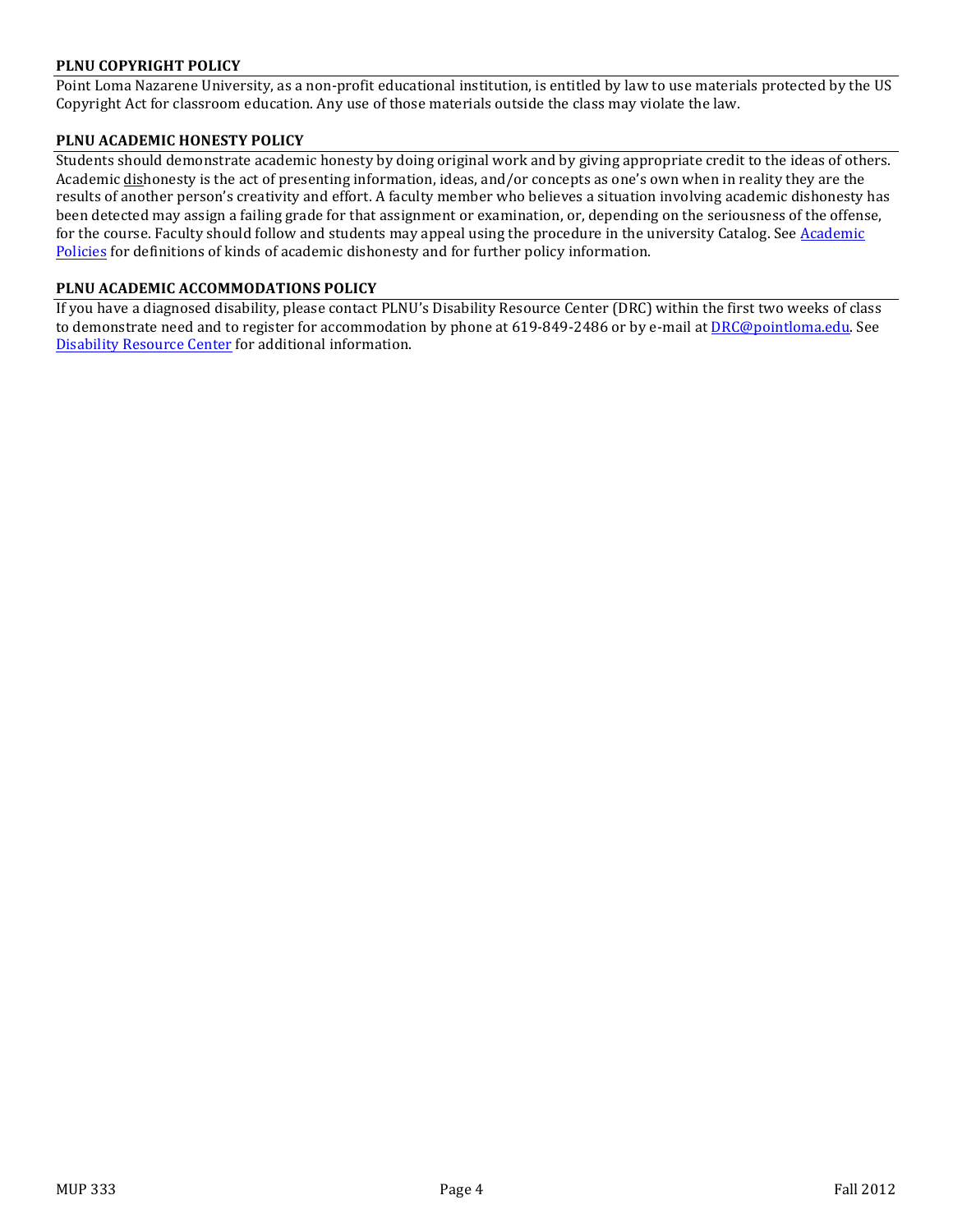### PLNU COPYRIGHT POLICY

Point Loma Nazarene University, as a non-profit educational institution, is entitled by law to use materials protected by the US Copyright Act for classroom education. Any use of those materials outside the class may violate the law.

### PLNU ACADEMIC HONESTY POLICY

Students should demonstrate academic honesty by doing original work and by giving appropriate credit to the ideas of others. Academic dishonesty is the act of presenting information, ideas, and/or concepts as one's own when in reality they are the results of another person's creativity and effort. A faculty member who believes a situation involving academic dishonesty has been detected may assign a failing grade for that assignment or examination, or, depending on the seriousness of the offense, for the course. Faculty should follow and students may appeal using the procedure in the university Catalog. See Academic Policies for definitions of kinds of academic dishonesty and for further policy information.

### PLNU ACADEMIC ACCOMMODATIONS POLICY

If you have a diagnosed disability, please contact PLNU's Disability Resource Center (DRC) within the first two weeks of class to demonstrate need and to register for accommodation by phone at 619-849-2486 or by e-mail at DRC@pointloma.edu. See Disability Resource Center for additional information.